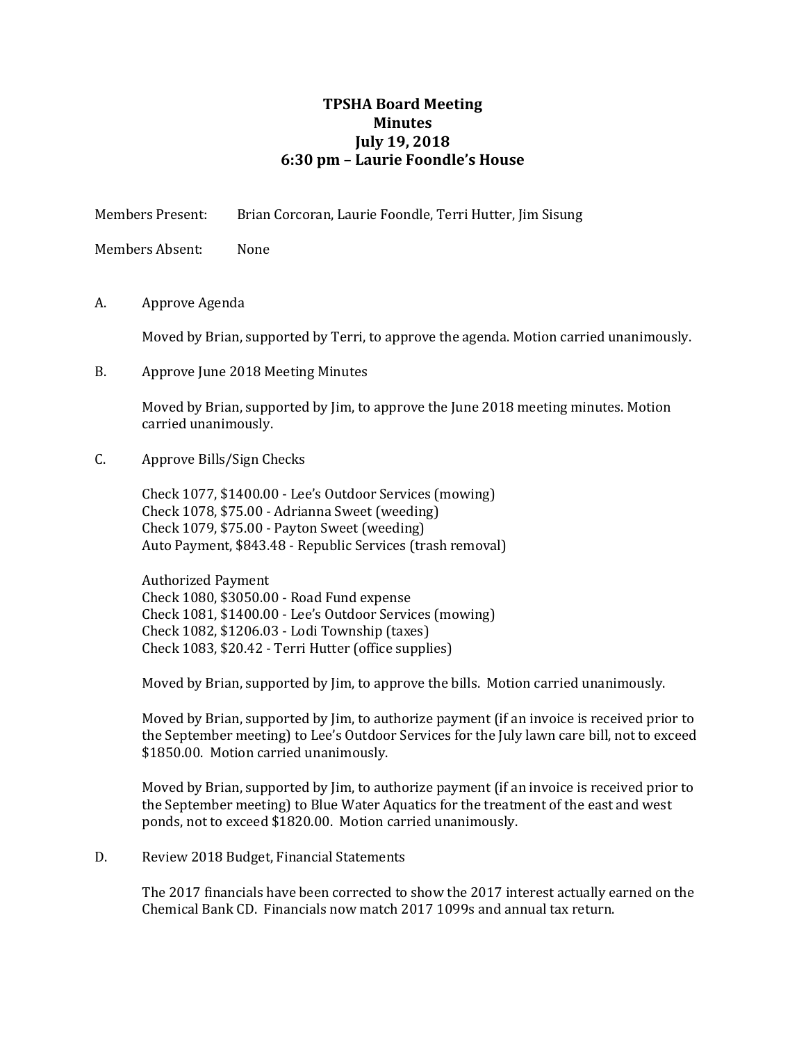# TPSHA Board Meeting
## Minutes
## July 19, 2018
## 6:30 pm – Laurie Foondle's House

Members Present: Brian Corcoran, Laurie Foondle, Terri Hutter, Jim Sisung

Members Absent: None

A. Approve Agenda

Moved by Brian, supported by Terri, to approve the agenda. Motion carried unanimously.

B. Approve June 2018 Meeting Minutes

Moved by Brian, supported by Jim, to approve the June 2018 meeting minutes. Motion carried unanimously.

C. Approve Bills/Sign Checks

Check 1077, $1400.00 - Lee's Outdoor Services (mowing)
Check 1078, $75.00 - Adrianna Sweet (weeding)
Check 1079, $75.00 - Payton Sweet (weeding)
Auto Payment, $843.48 - Republic Services (trash removal)

Authorized Payment
Check 1080, $3050.00 - Road Fund expense
Check 1081, $1400.00 - Lee's Outdoor Services (mowing)
Check 1082, $1206.03 - Lodi Township (taxes)
Check 1083, $20.42 - Terri Hutter (office supplies)

Moved by Brian, supported by Jim, to approve the bills. Motion carried unanimously.

Moved by Brian, supported by Jim, to authorize payment (if an invoice is received prior to the September meeting) to Lee's Outdoor Services for the July lawn care bill, not to exceed $1850.00. Motion carried unanimously.

Moved by Brian, supported by Jim, to authorize payment (if an invoice is received prior to the September meeting) to Blue Water Aquatics for the treatment of the east and west ponds, not to exceed $1820.00. Motion carried unanimously.

D. Review 2018 Budget, Financial Statements

The 2017 financials have been corrected to show the 2017 interest actually earned on the Chemical Bank CD. Financials now match 2017 1099s and annual tax return.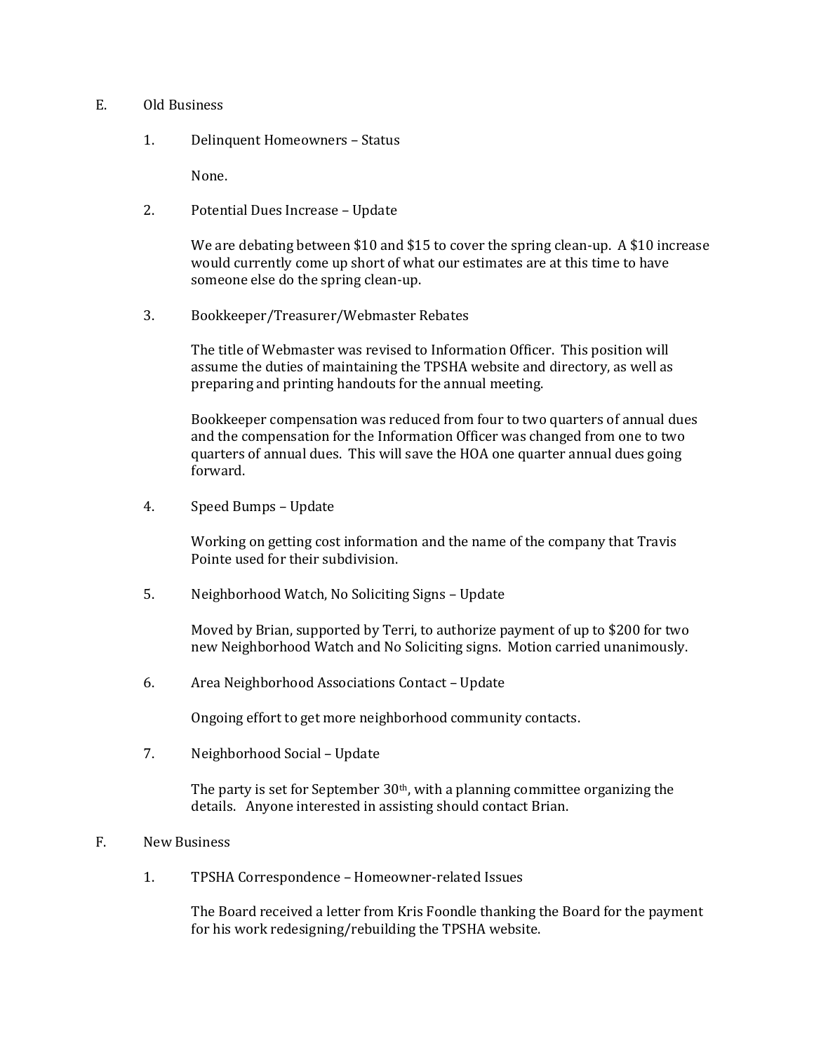E. Old Business

1. Delinquent Homeowners – Status

   None.

2. Potential Dues Increase – Update

   We are debating between $10 and $15 to cover the spring clean-up. A $10 increase would currently come up short of what our estimates are at this time to have someone else do the spring clean-up.

3. Bookkeeper/Treasurer/Webmaster Rebates

   The title of Webmaster was revised to Information Officer. This position will assume the duties of maintaining the TPSHA website and directory, as well as preparing and printing handouts for the annual meeting.

   Bookkeeper compensation was reduced from four to two quarters of annual dues and the compensation for the Information Officer was changed from one to two quarters of annual dues. This will save the HOA one quarter annual dues going forward.

4. Speed Bumps – Update

   Working on getting cost information and the name of the company that Travis Pointe used for their subdivision.

5. Neighborhood Watch, No Soliciting Signs – Update

   Moved by Brian, supported by Terri, to authorize payment of up to $200 for two new Neighborhood Watch and No Soliciting signs. Motion carried unanimously.

6. Area Neighborhood Associations Contact – Update

   Ongoing effort to get more neighborhood community contacts.

7. Neighborhood Social – Update

   The party is set for September 30th, with a planning committee organizing the details. Anyone interested in assisting should contact Brian.

F. New Business

1. TPSHA Correspondence – Homeowner-related Issues

   The Board received a letter from Kris Foondle thanking the Board for the payment for his work redesigning/rebuilding the TPSHA website.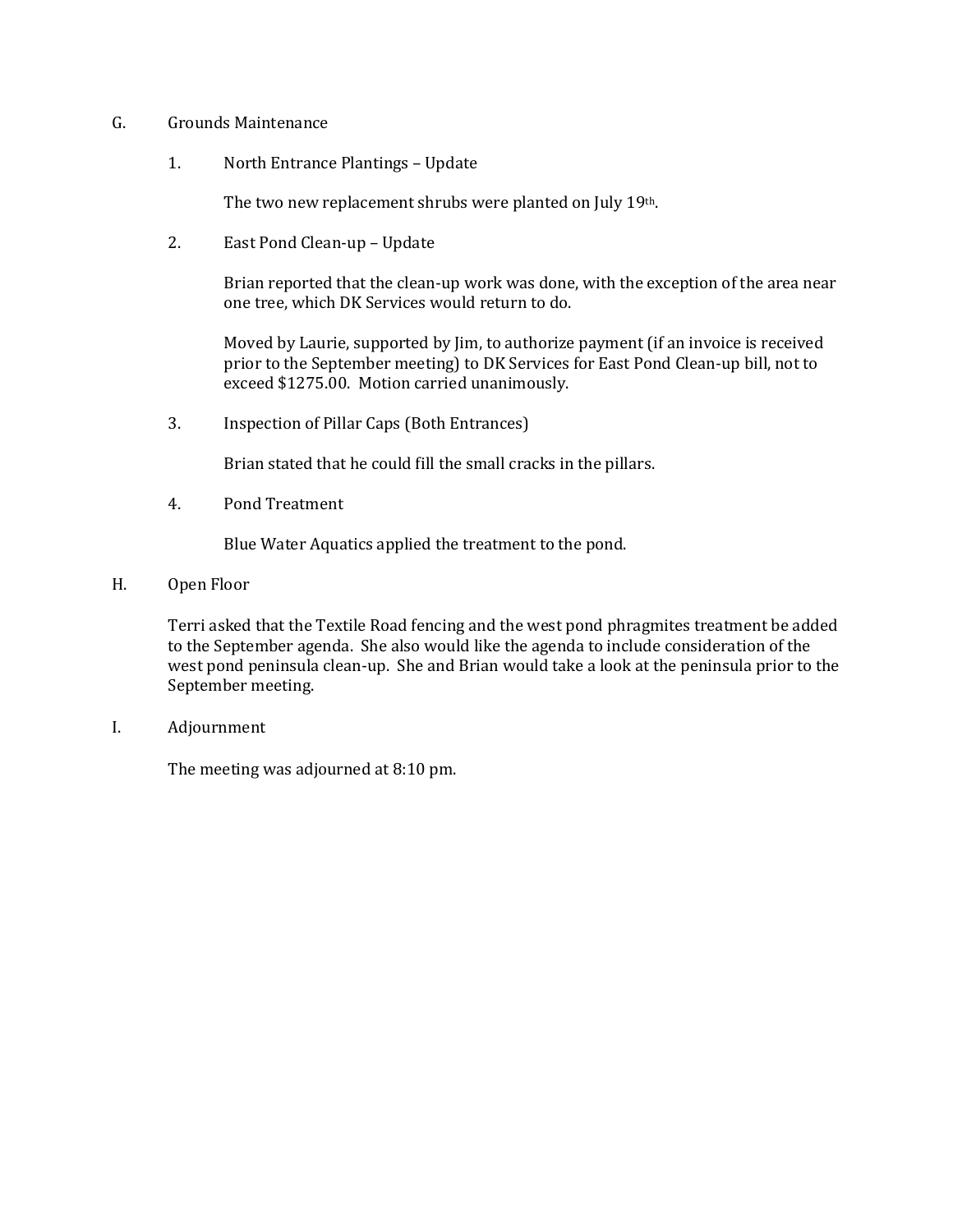G. Grounds Maintenance

1. North Entrance Plantings – Update

   The two new replacement shrubs were planted on July 19th.

2. East Pond Clean-up – Update

   Brian reported that the clean-up work was done, with the exception of the area near one tree, which DK Services would return to do.

   Moved by Laurie, supported by Jim, to authorize payment (if an invoice is received prior to the September meeting) to DK Services for East Pond Clean-up bill, not to exceed $1275.00. Motion carried unanimously.

3. Inspection of Pillar Caps (Both Entrances)

   Brian stated that he could fill the small cracks in the pillars.

4. Pond Treatment

   Blue Water Aquatics applied the treatment to the pond.

H. Open Floor

Terri asked that the Textile Road fencing and the west pond phragmites treatment be added to the September agenda. She also would like the agenda to include consideration of the west pond peninsula clean-up. She and Brian would take a look at the peninsula prior to the September meeting.

I. Adjournment

The meeting was adjourned at 8:10 pm.